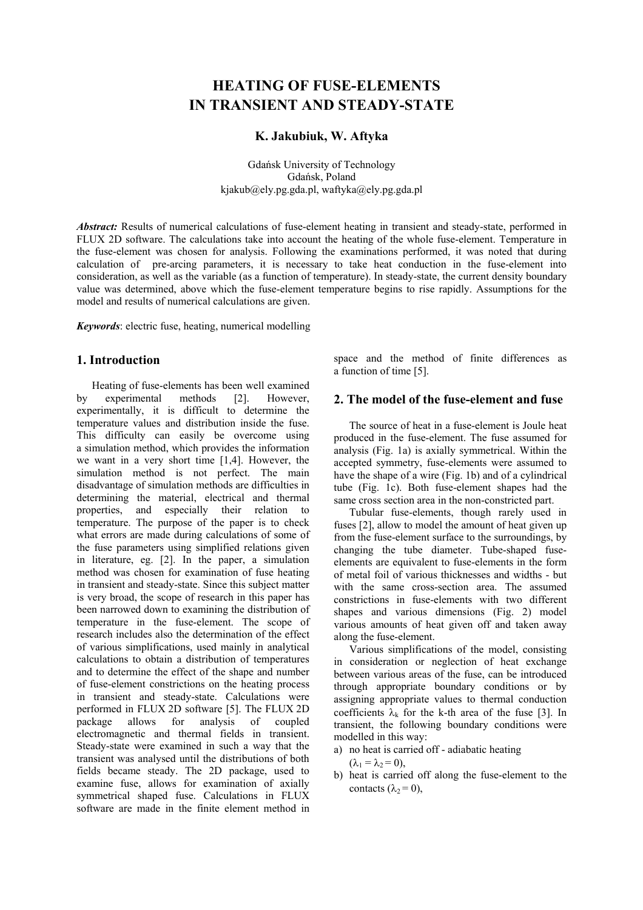# HEATING OF FUSE-ELEMENTS IN TRANSIENT AND STEADY-STATE

**K. Jakubiuk, W. Aftyka**

Gdańsk University of Technology
Gdańsk, Poland
kjakub@ely.pg.gda.pl, waftyka@ely.pg.gda.pl

***Abstract:*** Results of numerical calculations of fuse-element heating in transient and steady-state, performed in FLUX 2D software. The calculations take into account the heating of the whole fuse-element. Temperature in the fuse-element was chosen for analysis. Following the examinations performed, it was noted that during calculation of pre-arcing parameters, it is necessary to take heat conduction in the fuse-element into consideration, as well as the variable (as a function of temperature). In steady-state, the current density boundary value was determined, above which the fuse-element temperature begins to rise rapidly. Assumptions for the model and results of numerical calculations are given.

***Keywords***: electric fuse, heating, numerical modelling

## 1. Introduction

Heating of fuse-elements has been well examined by experimental methods [2]. However, experimentally, it is difficult to determine the temperature values and distribution inside the fuse. This difficulty can easily be overcome using a simulation method, which provides the information we want in a very short time [1,4]. However, the simulation method is not perfect. The main disadvantage of simulation methods are difficulties in determining the material, electrical and thermal properties, and especially their relation to temperature. The purpose of the paper is to check what errors are made during calculations of some of the fuse parameters using simplified relations given in literature, eg. [2]. In the paper, a simulation method was chosen for examination of fuse heating in transient and steady-state. Since this subject matter is very broad, the scope of research in this paper has been narrowed down to examining the distribution of temperature in the fuse-element. The scope of research includes also the determination of the effect of various simplifications, used mainly in analytical calculations to obtain a distribution of temperatures and to determine the effect of the shape and number of fuse-element constrictions on the heating process in transient and steady-state. Calculations were performed in FLUX 2D software [5]. The FLUX 2D package allows for analysis of coupled electromagnetic and thermal fields in transient. Steady-state were examined in such a way that the transient was analysed until the distributions of both fields became steady. The 2D package, used to examine fuse, allows for examination of axially symmetrical shaped fuse. Calculations in FLUX software are made in the finite element method in space and the method of finite differences as a function of time [5].

## 2. The model of the fuse-element and fuse

The source of heat in a fuse-element is Joule heat produced in the fuse-element. The fuse assumed for analysis (Fig. 1a) is axially symmetrical. Within the accepted symmetry, fuse-elements were assumed to have the shape of a wire (Fig. 1b) and of a cylindrical tube (Fig. 1c). Both fuse-element shapes had the same cross section area in the non-constricted part.

Tubular fuse-elements, though rarely used in fuses [2], allow to model the amount of heat given up from the fuse-element surface to the surroundings, by changing the tube diameter. Tube-shaped fuse-elements are equivalent to fuse-elements in the form of metal foil of various thicknesses and widths - but with the same cross-section area. The assumed constrictions in fuse-elements with two different shapes and various dimensions (Fig. 2) model various amounts of heat given off and taken away along the fuse-element.

Various simplifications of the model, consisting in consideration or neglection of heat exchange between various areas of the fuse, can be introduced through appropriate boundary conditions or by assigning appropriate values to thermal conduction coefficients $\lambda_k$ for the k-th area of the fuse [3]. In transient, the following boundary conditions were modelled in this way:

a) no heat is carried off - adiabatic heating ($\lambda_1 = \lambda_2 = 0$),
b) heat is carried off along the fuse-element to the contacts ($\lambda_2 = 0$),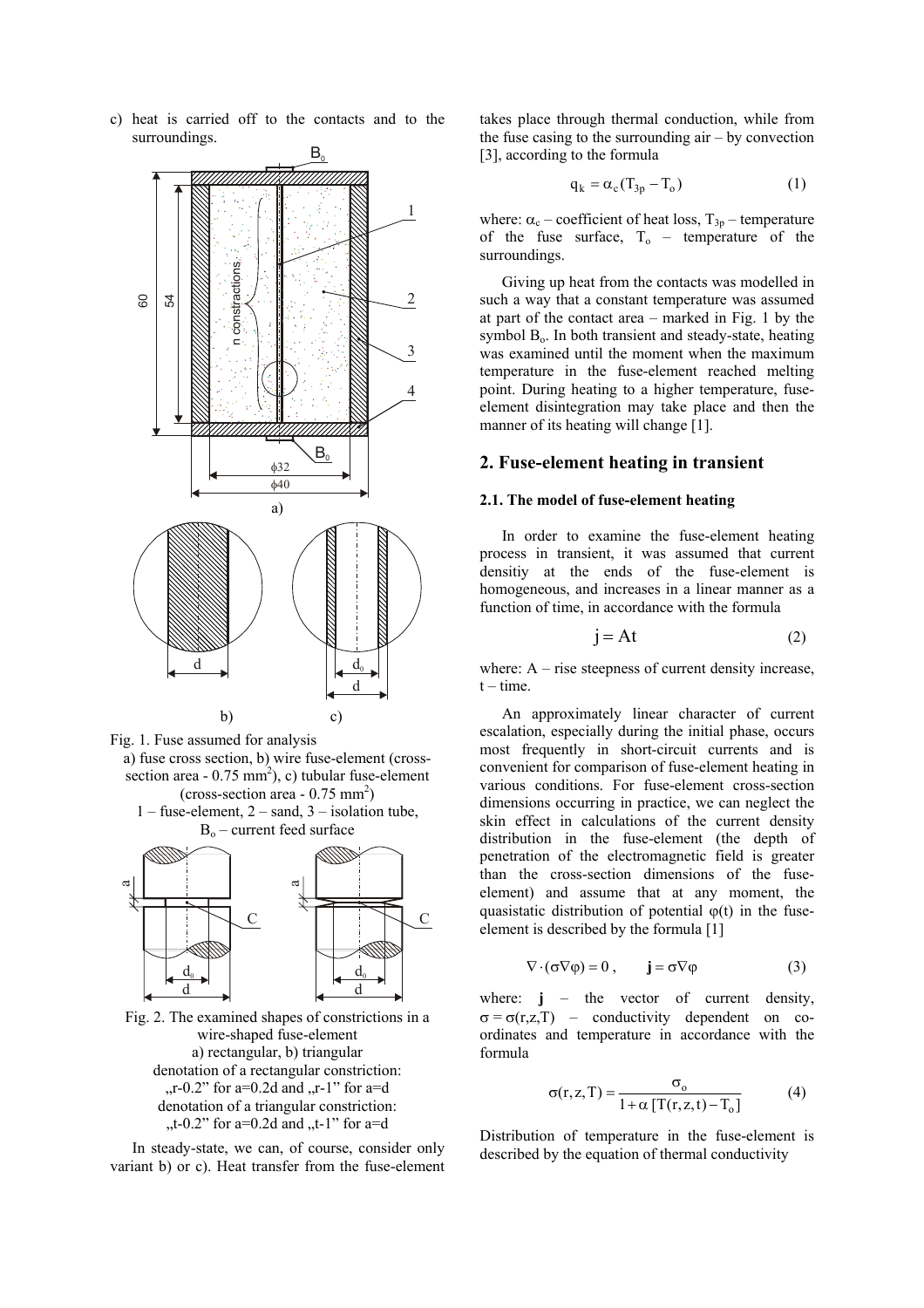c) heat is carried off to the contacts and to the surroundings.

Fig. 1. Fuse assumed for analysis
a) fuse cross section, b) wire fuse-element (cross-section area - 0.75 mm$^2$), c) tubular fuse-element (cross-section area - 0.75 mm$^2$)
1 – fuse-element, 2 – sand, 3 – isolation tube, $B_o$ – current feed surface

Fig. 2. The examined shapes of constrictions in a wire-shaped fuse-element
a) rectangular, b) triangular
denotation of a rectangular constriction: „r-0.2" for a=0.2d and „r-1" for a=d
denotation of a triangular constriction: „t-0.2" for a=0.2d and „t-1" for a=d

In steady-state, we can, of course, consider only variant b) or c). Heat transfer from the fuse-element takes place through thermal conduction, while from the fuse casing to the surrounding air – by convection [3], according to the formula

$$q_k = \alpha_c (T_{3p} - T_o) \tag{1}$$

where: $\alpha_c$ – coefficient of heat loss, $T_{3p}$ – temperature of the fuse surface, $T_o$ – temperature of the surroundings.

Giving up heat from the contacts was modelled in such a way that a constant temperature was assumed at part of the contact area – marked in Fig. 1 by the symbol $B_o$. In both transient and steady-state, heating was examined until the moment when the maximum temperature in the fuse-element reached melting point. During heating to a higher temperature, fuse-element disintegration may take place and then the manner of its heating will change [1].

## 2. Fuse-element heating in transient

### 2.1. The model of fuse-element heating

In order to examine the fuse-element heating process in transient, it was assumed that current densitiy at the ends of the fuse-element is homogeneous, and increases in a linear manner as a function of time, in accordance with the formula

$$j = At \tag{2}$$

where: A – rise steepness of current density increase, t – time.

An approximately linear character of current escalation, especially during the initial phase, occurs most frequently in short-circuit currents and is convenient for comparison of fuse-element heating in various conditions. For fuse-element cross-section dimensions occurring in practice, we can neglect the skin effect in calculations of the current density distribution in the fuse-element (the depth of penetration of the electromagnetic field is greater than the cross-section dimensions of the fuse-element) and assume that at any moment, the quasistatic distribution of potential φ(t) in the fuse-element is described by the formula [1]

$$\nabla \cdot (\sigma \nabla \varphi) = 0 , \qquad \mathbf{j} = \sigma \nabla \varphi \tag{3}$$

where: **j** – the vector of current density, $\sigma = \sigma(r,z,T)$ – conductivity dependent on co-ordinates and temperature in accordance with the formula

$$\sigma(r,z,T) = \frac{\sigma_o}{1 + \alpha \, [T(r,z,t) - T_o]} \tag{4}$$

Distribution of temperature in the fuse-element is described by the equation of thermal conductivity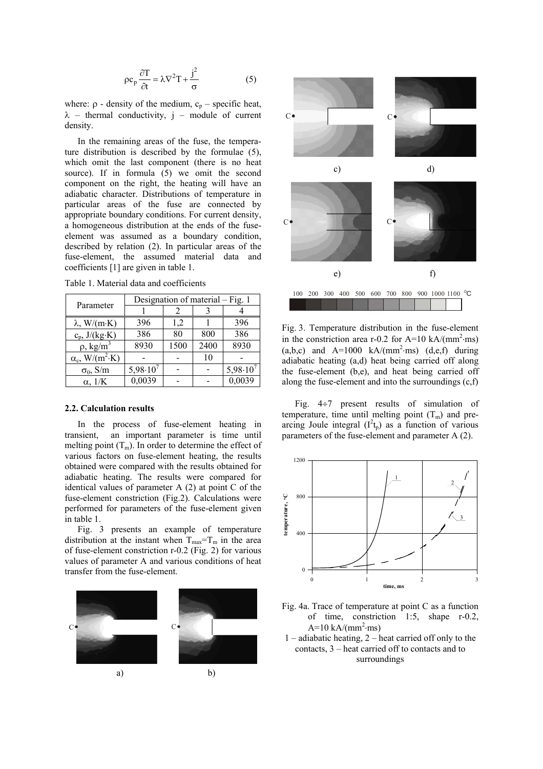$$\rho c_p \frac{\partial T}{\partial t} = \lambda \nabla^2 T + \frac{j^2}{\sigma} \qquad (5)$$

where: $\rho$ - density of the medium, $c_p$ – specific heat, $\lambda$ – thermal conductivity, $j$ – module of current density.

In the remaining areas of the fuse, the temperature distribution is described by the formulae (5), which omit the last component (there is no heat source). If in formula (5) we omit the second component on the right, the heating will have an adiabatic character. Distributions of temperature in particular areas of the fuse are connected by appropriate boundary conditions. For current density, a homogeneous distribution at the ends of the fuse-element was assumed as a boundary condition, described by relation (2). In particular areas of the fuse-element, the assumed material data and coefficients [1] are given in table 1.

Table 1. Material data and coefficients

| Parameter | Designation of material – Fig. 1 | | | |
|---|---|---|---|---|
| | 1 | 2 | 3 | 4 |
| $\lambda$, W/(m·K) | 396 | 1,2 | 1 | 396 |
| $c_p$, J/(kg·K) | 386 | 80 | 800 | 386 |
| $\rho$, kg/m$^3$ | 8930 | 1500 | 2400 | 8930 |
| $\alpha_c$, W/(m$^2$·K) | - | - | 10 | - |
| $\sigma_0$, S/m | $5{,}98 \cdot 10^7$ | - | - | $5{,}98 \cdot 10^7$ |
| $\alpha$, 1/K | 0,0039 | - | - | 0,0039 |

### 2.2. Calculation results

In the process of fuse-element heating in transient, an important parameter is time until melting point ($T_m$). In order to determine the effect of various factors on fuse-element heating, the results obtained were compared with the results obtained for adiabatic heating. The results were compared for identical values of parameter A (2) at point C of the fuse-element constriction (Fig.2). Calculations were performed for parameters of the fuse-element given in table 1.

Fig. 3 presents an example of temperature distribution at the instant when $T_{max}=T_m$ in the area of fuse-element constriction r-0.2 (Fig. 2) for various values of parameter A and various conditions of heat transfer from the fuse-element.

Fig. 3. Temperature distribution in the fuse-element in the constriction area r-0.2 for A=10 kA/(mm$^2$·ms) (a,b,c) and A=1000 kA/(mm$^2$·ms) (d,e,f) during adiabatic heating (a,d) heat being carried off along the fuse-element (b,e), and heat being carried off along the fuse-element and into the surroundings (c,f)

Fig. 4÷7 present results of simulation of temperature, time until melting point ($T_m$) and pre-arcing Joule integral ($I^2t_p$) as a function of various parameters of the fuse-element and parameter A (2).

Fig. 4a. Trace of temperature at point C as a function of time, constriction 1:5, shape r-0.2, A=10 kA/(mm$^2$·ms)
1 – adiabatic heating, 2 – heat carried off only to the contacts, 3 – heat carried off to contacts and to surroundings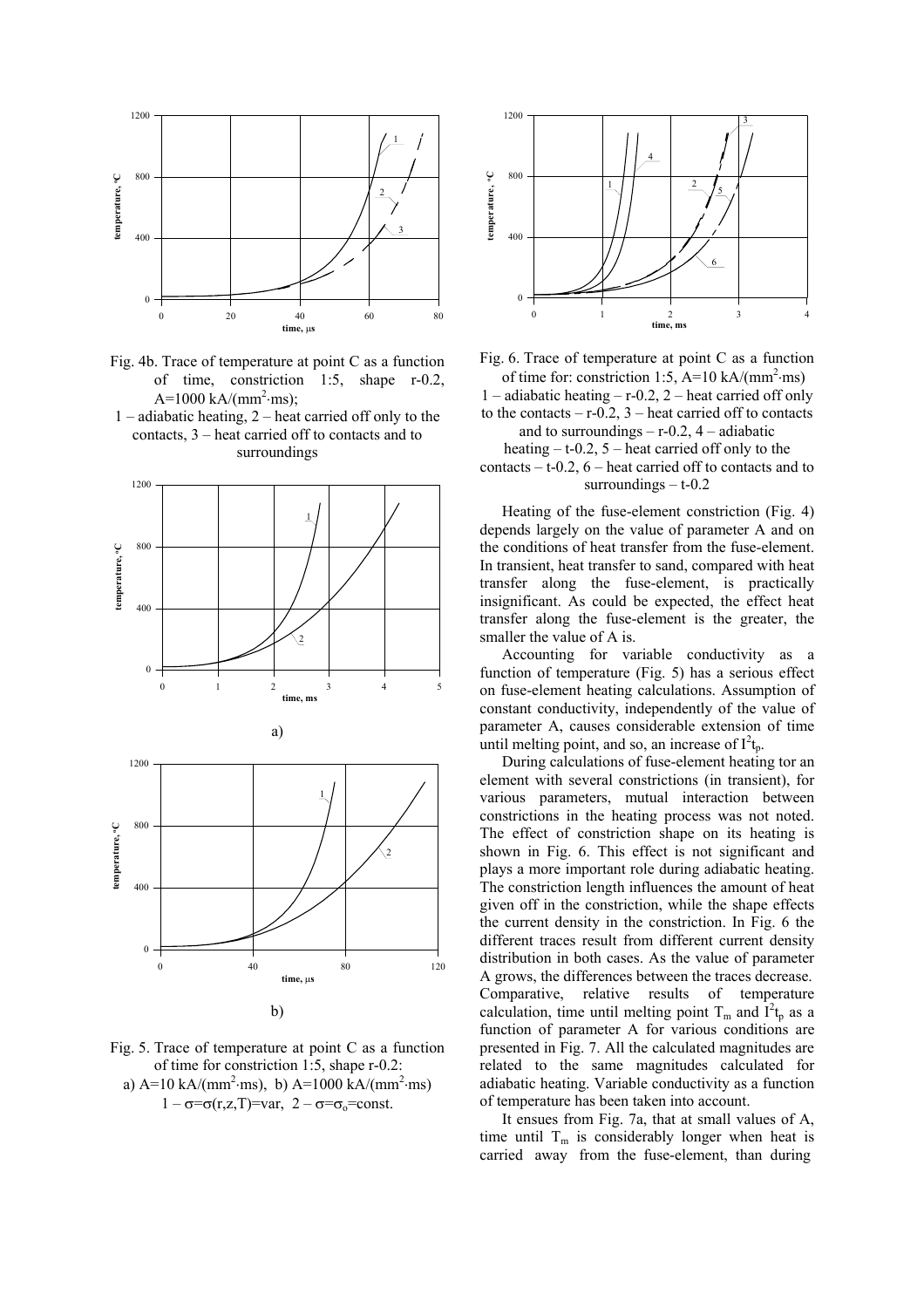Fig. 4b. Trace of temperature at point C as a function of time, constriction 1:5, shape r-0.2, A=1000 kA/(mm$^2$·ms);
1 – adiabatic heating, 2 – heat carried off only to the contacts, 3 – heat carried off to contacts and to surroundings

a)

b)

Fig. 5. Trace of temperature at point C as a function of time for constriction 1:5, shape r-0.2:
a) A=10 kA/(mm$^2$·ms), b) A=1000 kA/(mm$^2$·ms)
1 – $\sigma=\sigma(r,z,T)$=var, 2 – $\sigma=\sigma_o$=const.

Fig. 6. Trace of temperature at point C as a function of time for: constriction 1:5, A=10 kA/(mm$^2$·ms)
1 – adiabatic heating – r-0.2, 2 – heat carried off only to the contacts – r-0.2, 3 – heat carried off to contacts and to surroundings – r-0.2, 4 – adiabatic heating – t-0.2, 5 – heat carried off only to the contacts – t-0.2, 6 – heat carried off to contacts and to surroundings – t-0.2

Heating of the fuse-element constriction (Fig. 4) depends largely on the value of parameter A and on the conditions of heat transfer from the fuse-element. In transient, heat transfer to sand, compared with heat transfer along the fuse-element, is practically insignificant. As could be expected, the effect heat transfer along the fuse-element is the greater, the smaller the value of A is.

Accounting for variable conductivity as a function of temperature (Fig. 5) has a serious effect on fuse-element heating calculations. Assumption of constant conductivity, independently of the value of parameter A, causes considerable extension of time until melting point, and so, an increase of $I^2t_p$.

During calculations of fuse-element heating tor an element with several constrictions (in transient), for various parameters, mutual interaction between constrictions in the heating process was not noted. The effect of constriction shape on its heating is shown in Fig. 6. This effect is not significant and plays a more important role during adiabatic heating. The constriction length influences the amount of heat given off in the constriction, while the shape effects the current density in the constriction. In Fig. 6 the different traces result from different current density distribution in both cases. As the value of parameter A grows, the differences between the traces decrease. Comparative, relative results of temperature calculation, time until melting point $T_m$ and $I^2t_p$ as a function of parameter A for various conditions are presented in Fig. 7. All the calculated magnitudes are related to the same magnitudes calculated for adiabatic heating. Variable conductivity as a function of temperature has been taken into account.

It ensues from Fig. 7a, that at small values of A, time until $T_m$ is considerably longer when heat is carried away from the fuse-element, than during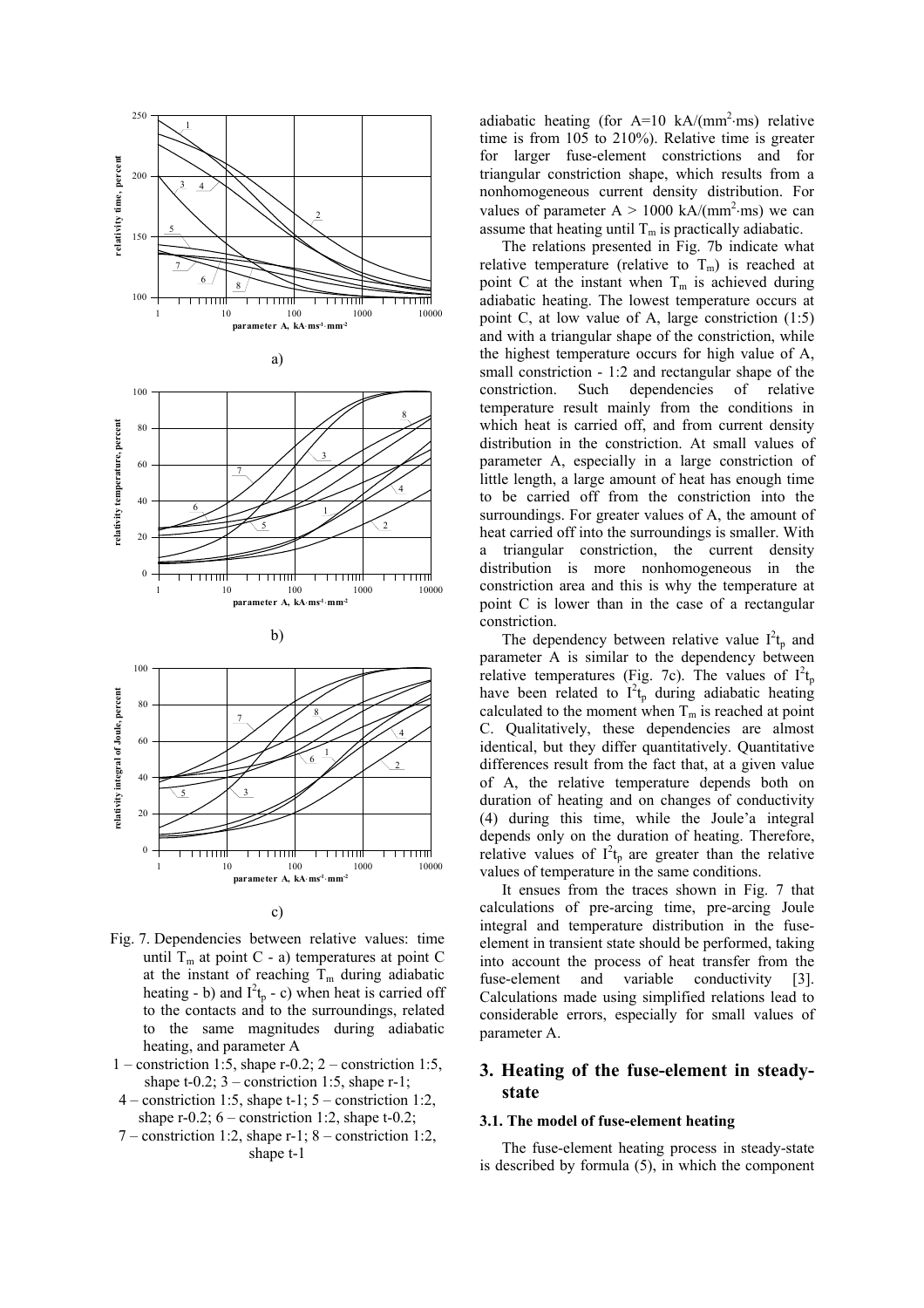Fig. 7. Dependencies between relative values: time until $T_m$ at point C - a) temperatures at point C at the instant of reaching $T_m$ during adiabatic heating - b) and $I^2t_p$ - c) when heat is carried off to the contacts and to the surroundings, related to the same magnitudes during adiabatic heating, and parameter A

1 – constriction 1:5, shape r-0.2; 2 – constriction 1:5, shape t-0.2; 3 – constriction 1:5, shape r-1; 4 – constriction 1:5, shape t-1; 5 – constriction 1:2, shape r-0.2; 6 – constriction 1:2, shape t-0.2; 7 – constriction 1:2, shape r-1; 8 – constriction 1:2, shape t-1

adiabatic heating (for A=10 kA/(mm$^2$·ms) relative time is from 105 to 210%). Relative time is greater for larger fuse-element constrictions and for triangular constriction shape, which results from a nonhomogeneous current density distribution. For values of parameter A > 1000 kA/(mm$^2$·ms) we can assume that heating until $T_m$ is practically adiabatic.

The relations presented in Fig. 7b indicate what relative temperature (relative to $T_m$) is reached at point C at the instant when $T_m$ is achieved during adiabatic heating. The lowest temperature occurs at point C, at low value of A, large constriction (1:5) and with a triangular shape of the constriction, while the highest temperature occurs for high value of A, small constriction - 1:2 and rectangular shape of the constriction. Such dependencies of relative temperature result mainly from the conditions in which heat is carried off, and from current density distribution in the constriction. At small values of parameter A, especially in a large constriction of little length, a large amount of heat has enough time to be carried off from the constriction into the surroundings. For greater values of A, the amount of heat carried off into the surroundings is smaller. With a triangular constriction, the current density distribution is more nonhomogeneous in the constriction area and this is why the temperature at point C is lower than in the case of a rectangular constriction.

The dependency between relative value $I^2t_p$ and parameter A is similar to the dependency between relative temperatures (Fig. 7c). The values of $I^2t_p$ have been related to $I^2t_p$ during adiabatic heating calculated to the moment when $T_m$ is reached at point C. Qualitatively, these dependencies are almost identical, but they differ quantitatively. Quantitative differences result from the fact that, at a given value of A, the relative temperature depends both on duration of heating and on changes of conductivity (4) during this time, while the Joule'a integral depends only on the duration of heating. Therefore, relative values of $I^2t_p$ are greater than the relative values of temperature in the same conditions.

It ensues from the traces shown in Fig. 7 that calculations of pre-arcing time, pre-arcing Joule integral and temperature distribution in the fuse-element in transient state should be performed, taking into account the process of heat transfer from the fuse-element and variable conductivity [3]. Calculations made using simplified relations lead to considerable errors, especially for small values of parameter A.

## 3. Heating of the fuse-element in steady-state

### 3.1. The model of fuse-element heating

The fuse-element heating process in steady-state is described by formula (5), in which the component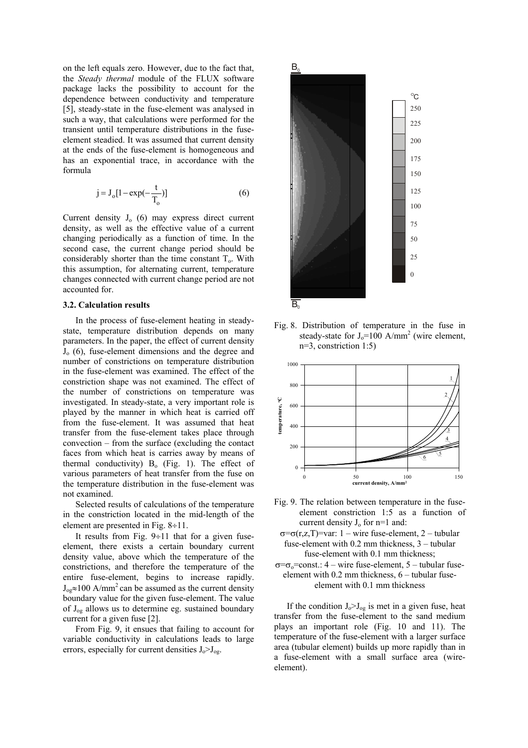on the left equals zero. However, due to the fact that, the *Steady thermal* module of the FLUX software package lacks the possibility to account for the dependence between conductivity and temperature [5], steady-state in the fuse-element was analysed in such a way, that calculations were performed for the transient until temperature distributions in the fuse-element steadied. It was assumed that current density at the ends of the fuse-element is homogeneous and has an exponential trace, in accordance with the formula

$$j = J_o[1 - \exp(-\frac{t}{T_o})] \tag{6}$$

Current density $J_o$ (6) may express direct current density, as well as the effective value of a current changing periodically as a function of time. In the second case, the current change period should be considerably shorter than the time constant $T_o$. With this assumption, for alternating current, temperature changes connected with current change period are not accounted for.

### 3.2. Calculation results

In the process of fuse-element heating in steady-state, temperature distribution depends on many parameters. In the paper, the effect of current density $J_o$ (6), fuse-element dimensions and the degree and number of constrictions on temperature distribution in the fuse-element was examined. The effect of the constriction shape was not examined. The effect of the number of constrictions on temperature was investigated. In steady-state, a very important role is played by the manner in which heat is carried off from the fuse-element. It was assumed that heat transfer from the fuse-element takes place through convection – from the surface (excluding the contact faces from which heat is carries away by means of thermal conductivity) $B_o$ (Fig. 1). The effect of various parameters of heat transfer from the fuse on the temperature distribution in the fuse-element was not examined.

Selected results of calculations of the temperature in the constriction located in the mid-length of the element are presented in Fig. 8÷11.

It results from Fig. 9÷11 that for a given fuse-element, there exists a certain boundary current density value, above which the temperature of the constrictions, and therefore the temperature of the entire fuse-element, begins to increase rapidly. $J_{og} \approx 100$ A/mm$^2$ can be assumed as the current density boundary value for the given fuse-element. The value of $J_{og}$ allows us to determine eg. sustained boundary current for a given fuse [2].

From Fig. 9, it ensues that failing to account for variable conductivity in calculations leads to large errors, especially for current densities $J_o > J_{og}$.

Fig. 8. Distribution of temperature in the fuse in steady-state for $J_o = 100$ A/mm$^2$ (wire element, n=3, constriction 1:5)

Fig. 9. The relation between temperature in the fuse-element constriction 1:5 as a function of current density $J_o$ for n=1 and:
$\sigma = \sigma(r,z,T)$=var: 1 – wire fuse-element, 2 – tubular fuse-element with 0.2 mm thickness, 3 – tubular fuse-element with 0.1 mm thickness;
$\sigma = \sigma_o$=const.: 4 – wire fuse-element, 5 – tubular fuse-element with 0.2 mm thickness, 6 – tubular fuse-element with 0.1 mm thickness

If the condition $J_o > J_{og}$ is met in a given fuse, heat transfer from the fuse-element to the sand medium plays an important role (Fig. 10 and 11). The temperature of the fuse-element with a larger surface area (tubular element) builds up more rapidly than in a fuse-element with a small surface area (wire-element).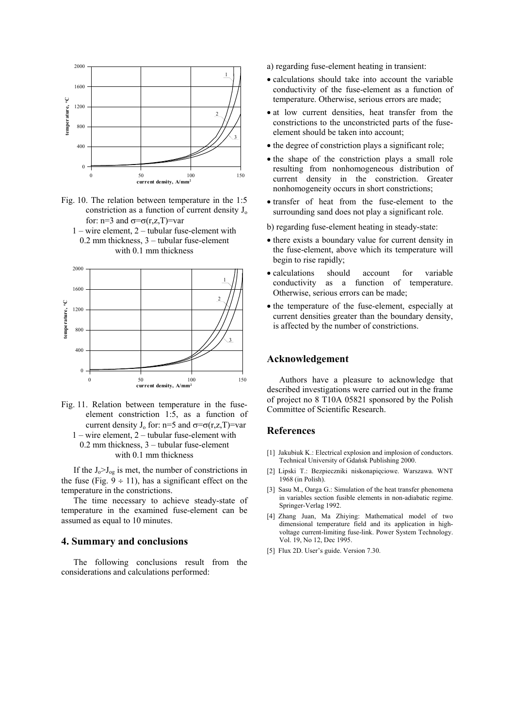2000

1600

1200

800

400

0

0 50 100 150

current density, A/mm²

temperature, °C

1

2

3

Fig. 10. The relation between temperature in the 1:5 constriction as a function of current density $J_o$ for: n=3 and $\sigma=\sigma(r,z,T)$=var
1 – wire element, 2 – tubular fuse-element with 0.2 mm thickness, 3 – tubular fuse-element with 0.1 mm thickness

2000

1600

1200

800

400

0

0 50 100 150

current density, A/mm²

temperature, °C

1

2

3

Fig. 11. Relation between temperature in the fuse-element constriction 1:5, as a function of current density $J_o$ for: n=5 and $\sigma=\sigma(r,z,T)$=var
1 – wire element, 2 – tubular fuse-element with 0.2 mm thickness, 3 – tubular fuse-element with 0.1 mm thickness

If the $J_o > J_{og}$ is met, the number of constrictions in the fuse (Fig. 9 ÷ 11), has a significant effect on the temperature in the constrictions.

The time necessary to achieve steady-state of temperature in the examined fuse-element can be assumed as equal to 10 minutes.

## 4. Summary and conclusions

The following conclusions result from the considerations and calculations performed:

a) regarding fuse-element heating in transient:

- calculations should take into account the variable conductivity of the fuse-element as a function of temperature. Otherwise, serious errors are made;
- at low current densities, heat transfer from the constrictions to the unconstricted parts of the fuse-element should be taken into account;
- the degree of constriction plays a significant role;
- the shape of the constriction plays a small role resulting from nonhomogeneous distribution of current density in the constriction. Greater nonhomogeneity occurs in short constrictions;
- transfer of heat from the fuse-element to the surrounding sand does not play a significant role.

b) regarding fuse-element heating in steady-state:

- there exists a boundary value for current density in the fuse-element, above which its temperature will begin to rise rapidly;
- calculations should account for variable conductivity as a function of temperature. Otherwise, serious errors can be made;
- the temperature of the fuse-element, especially at current densities greater than the boundary density, is affected by the number of constrictions.

## Acknowledgement

Authors have a pleasure to acknowledge that described investigations were carried out in the frame of project no 8 T10A 05821 sponsored by the Polish Committee of Scientific Research.

## References

[1] Jakubiuk K.: Electrical explosion and implosion of conductors. Technical University of Gdańsk Publishing 2000.

[2] Lipski T.: Bezpieczniki niskonapięciowe. Warszawa. WNT 1968 (in Polish).

[3] Sasu M., Oarga G.: Simulation of the heat transfer phenomena in variables section fusible elements in non-adiabatic regime. Springer-Verlag 1992.

[4] Zhang Juan, Ma Zhiying: Mathematical model of two dimensional temperature field and its application in high-voltage current-limiting fuse-link. Power System Technology. Vol. 19, No 12, Dec 1995.

[5] Flux 2D. User's guide. Version 7.30.